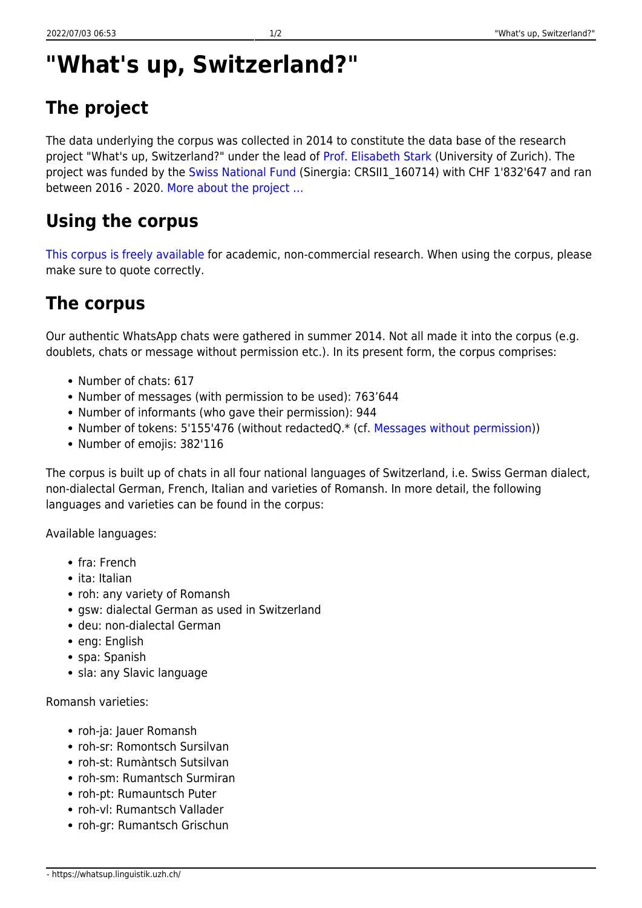# "What's up, Switzerland?"

## The project

The data underlying the corpus was collected in 2014 to constitute the data base of the research project "What's up, Switzerland?" under the lead of Prof. Elisabeth Stark (University of Zurich). The project was funded by the Swiss National Fund (Sinergia: CRSII1_160714) with CHF 1'832'647 and ran between 2016 - 2020. More about the project ...

## Using the corpus

This corpus is freely available for academic, non-commercial research. When using the corpus, please make sure to quote correctly.

## The corpus

Our authentic WhatsApp chats were gathered in summer 2014. Not all made it into the corpus (e.g. doublets, chats or message without permission etc.). In its present form, the corpus comprises:

- Number of chats: 617
- Number of messages (with permission to be used): 763'644
- Number of informants (who gave their permission): 944
- Number of tokens: 5'155'476 (without redactedQ.* (cf. Messages without permission))
- Number of emojis: 382'116

The corpus is built up of chats in all four national languages of Switzerland, i.e. Swiss German dialect, non-dialectal German, French, Italian and varieties of Romansh. In more detail, the following languages and varieties can be found in the corpus:

Available languages:

- fra: French
- ita: Italian
- roh: any variety of Romansh
- gsw: dialectal German as used in Switzerland
- deu: non-dialectal German
- eng: English
- spa: Spanish
- sla: any Slavic language

Romansh varieties:

- roh-ja: Jauer Romansh
- roh-sr: Romontsch Sursilvan
- roh-st: Rumàntsch Sutsilvan
- roh-sm: Rumantsch Surmiran
- roh-pt: Rumauntsch Puter
- roh-vl: Rumantsch Vallader
- roh-gr: Rumantsch Grischun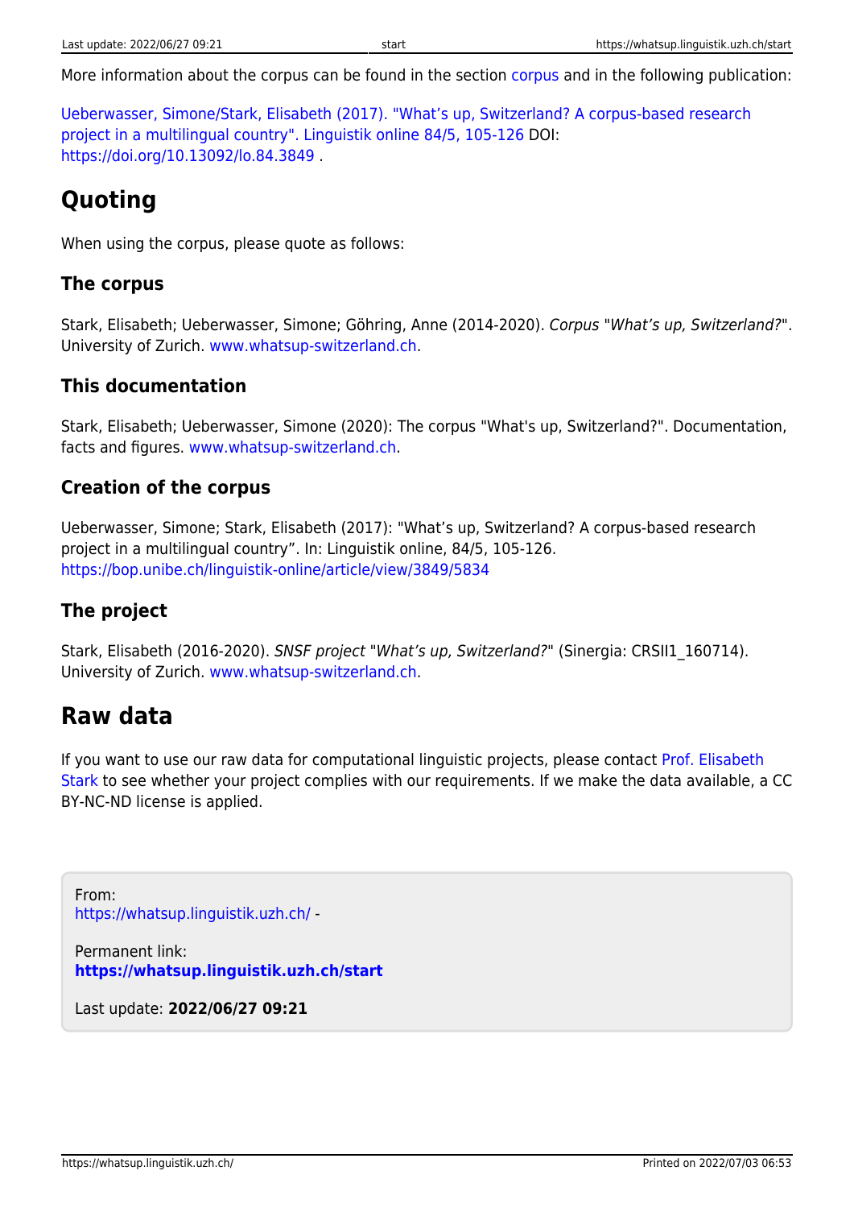More information about the corpus can be found in the section corpus and in the following publication:

Ueberwasser, Simone/Stark, Elisabeth (2017). "What's up, Switzerland? A corpus-based research project in a multilingual country". Linguistik online 84/5, 105-126 DOI: https://doi.org/10.13092/lo.84.3849 .

# Quoting

When using the corpus, please quote as follows:

## The corpus

Stark, Elisabeth; Ueberwasser, Simone; Göhring, Anne (2014-2020). *Corpus "What's up, Switzerland?"*. University of Zurich. www.whatsup-switzerland.ch.

## This documentation

Stark, Elisabeth; Ueberwasser, Simone (2020): The corpus "What's up, Switzerland?". Documentation, facts and figures. www.whatsup-switzerland.ch.

## Creation of the corpus

Ueberwasser, Simone; Stark, Elisabeth (2017): "What's up, Switzerland? A corpus-based research project in a multilingual country". In: Linguistik online, 84/5, 105-126. https://bop.unibe.ch/linguistik-online/article/view/3849/5834

## The project

Stark, Elisabeth (2016-2020). *SNSF project "What's up, Switzerland?"* (Sinergia: CRSII1_160714). University of Zurich. www.whatsup-switzerland.ch.

# Raw data

If you want to use our raw data for computational linguistic projects, please contact Prof. Elisabeth Stark to see whether your project complies with our requirements. If we make the data available, a CC BY-NC-ND license is applied.

From:
https://whatsup.linguistik.uzh.ch/ -

Permanent link:
**https://whatsup.linguistik.uzh.ch/start**

Last update: **2022/06/27 09:21**